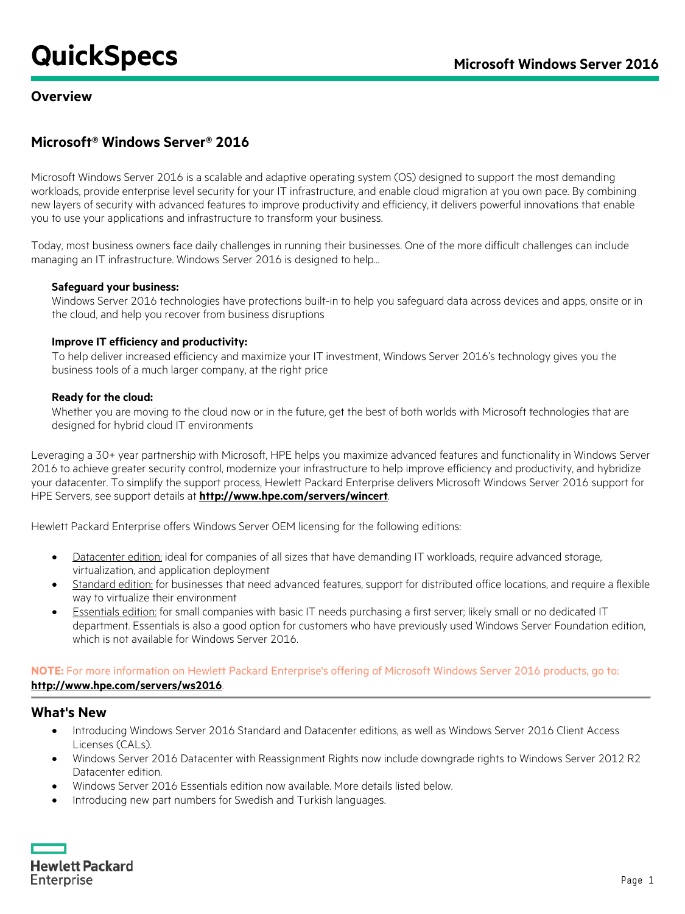# QuickSpecs

## Overview

## Microsoft® Windows Server® 2016

Microsoft Windows Server 2016 is a scalable and adaptive operating system (OS) designed to support the most demanding workloads, provide enterprise level security for your IT infrastructure, and enable cloud migration at you own pace. By combining new layers of security with advanced features to improve productivity and efficiency, it delivers powerful innovations that enable you to use your applications and infrastructure to transform your business.

Today, most business owners face daily challenges in running their businesses. One of the more difficult challenges can include managing an IT infrastructure. Windows Server 2016 is designed to help...

**Safeguard your business:**
Windows Server 2016 technologies have protections built-in to help you safeguard data across devices and apps, onsite or in the cloud, and help you recover from business disruptions

**Improve IT efficiency and productivity:**
To help deliver increased efficiency and maximize your IT investment, Windows Server 2016's technology gives you the business tools of a much larger company, at the right price

**Ready for the cloud:**
Whether you are moving to the cloud now or in the future, get the best of both worlds with Microsoft technologies that are designed for hybrid cloud IT environments

Leveraging a 30+ year partnership with Microsoft, HPE helps you maximize advanced features and functionality in Windows Server 2016 to achieve greater security control, modernize your infrastructure to help improve efficiency and productivity, and hybridize your datacenter. To simplify the support process, Hewlett Packard Enterprise delivers Microsoft Windows Server 2016 support for HPE Servers, see support details at **http://www.hpe.com/servers/wincert**.

Hewlett Packard Enterprise offers Windows Server OEM licensing for the following editions:

- Datacenter edition: ideal for companies of all sizes that have demanding IT workloads, require advanced storage, virtualization, and application deployment
- Standard edition: for businesses that need advanced features, support for distributed office locations, and require a flexible way to virtualize their environment
- Essentials edition: for small companies with basic IT needs purchasing a first server; likely small or no dedicated IT department. Essentials is also a good option for customers who have previously used Windows Server Foundation edition, which is not available for Windows Server 2016.

**NOTE:** For more information on Hewlett Packard Enterprise's offering of Microsoft Windows Server 2016 products, go to: **http://www.hpe.com/servers/ws2016**.

## What's New

- Introducing Windows Server 2016 Standard and Datacenter editions, as well as Windows Server 2016 Client Access Licenses (CALs).
- Windows Server 2016 Datacenter with Reassignment Rights now include downgrade rights to Windows Server 2012 R2 Datacenter edition.
- Windows Server 2016 Essentials edition now available. More details listed below.
- Introducing new part numbers for Swedish and Turkish languages.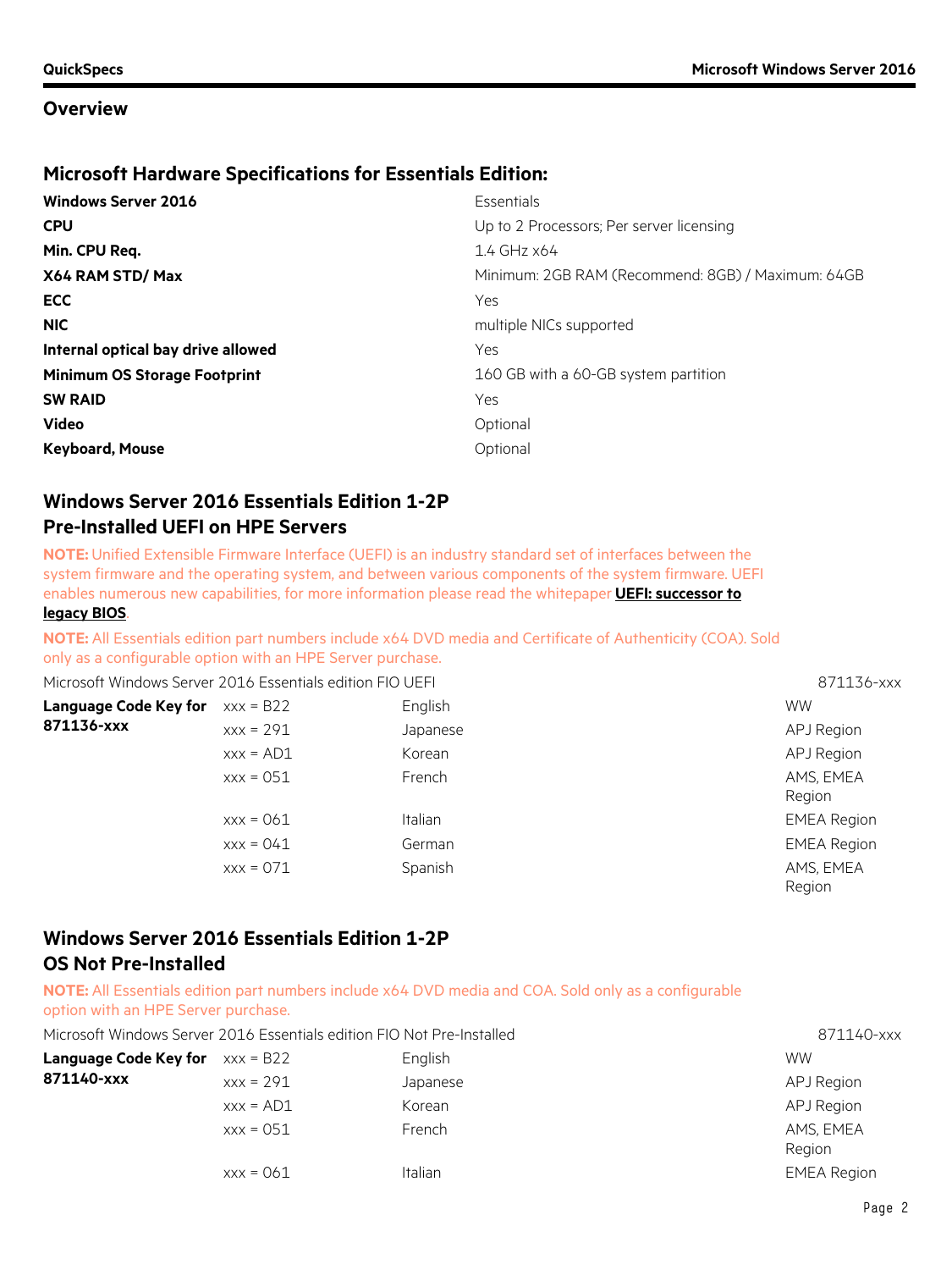## Overview

### Microsoft Hardware Specifications for Essentials Edition:

| | |
|---|---|
| **Windows Server 2016** | Essentials |
| **CPU** | Up to 2 Processors; Per server licensing |
| **Min. CPU Req.** | 1.4 GHz x64 |
| **X64 RAM STD/ Max** | Minimum: 2GB RAM (Recommend: 8GB) / Maximum: 64GB |
| **ECC** | Yes |
| **NIC** | multiple NICs supported |
| **Internal optical bay drive allowed** | Yes |
| **Minimum OS Storage Footprint** | 160 GB with a 60-GB system partition |
| **SW RAID** | Yes |
| **Video** | Optional |
| **Keyboard, Mouse** | Optional |

### Windows Server 2016 Essentials Edition 1-2P Pre-Installed UEFI on HPE Servers

**NOTE:** Unified Extensible Firmware Interface (UEFI) is an industry standard set of interfaces between the system firmware and the operating system, and between various components of the system firmware. UEFI enables numerous new capabilities, for more information please read the whitepaper **UEFI: successor to legacy BIOS**.

**NOTE:** All Essentials edition part numbers include x64 DVD media and Certificate of Authenticity (COA). Sold only as a configurable option with an HPE Server purchase.

Microsoft Windows Server 2016 Essentials edition FIO UEFI — 871136-xxx

| Language Code Key for 871136-xxx | | | |
|---|---|---|---|
| | xxx = B22 | English | WW |
| | xxx = 291 | Japanese | APJ Region |
| | xxx = AD1 | Korean | APJ Region |
| | xxx = 051 | French | AMS, EMEA Region |
| | xxx = 061 | Italian | EMEA Region |
| | xxx = 041 | German | EMEA Region |
| | xxx = 071 | Spanish | AMS, EMEA Region |

### Windows Server 2016 Essentials Edition 1-2P OS Not Pre-Installed

**NOTE:** All Essentials edition part numbers include x64 DVD media and COA. Sold only as a configurable option with an HPE Server purchase.

Microsoft Windows Server 2016 Essentials edition FIO Not Pre-Installed — 871140-xxx

| Language Code Key for 871140-xxx | | | |
|---|---|---|---|
| | xxx = B22 | English | WW |
| | xxx = 291 | Japanese | APJ Region |
| | xxx = AD1 | Korean | APJ Region |
| | xxx = 051 | French | AMS, EMEA Region |
| | xxx = 061 | Italian | EMEA Region |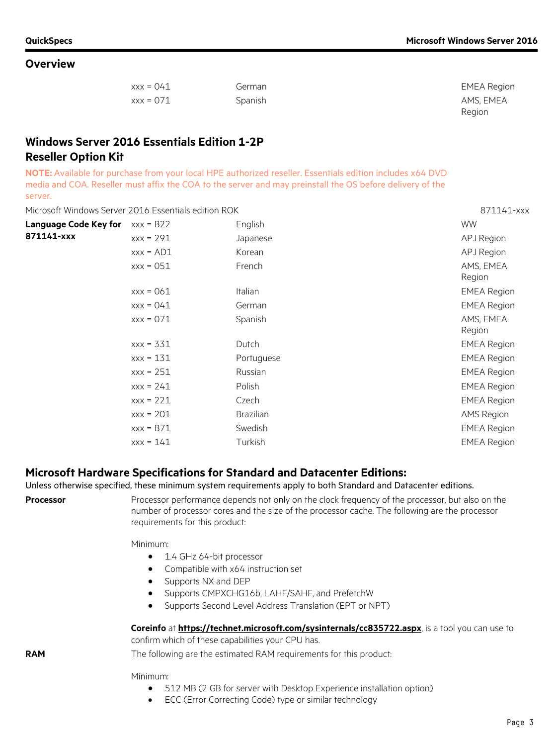## Overview

| | | |
|---|---|---|
| xxx = 041 | German | EMEA Region |
| xxx = 071 | Spanish | AMS, EMEA Region |

## Windows Server 2016 Essentials Edition 1-2P Reseller Option Kit

**NOTE:** Available for purchase from your local HPE authorized reseller. Essentials edition includes x64 DVD media and COA. Reseller must affix the COA to the server and may preinstall the OS before delivery of the server.

Microsoft Windows Server 2016 Essentials edition ROK 871141-xxx

| Language Code Key for 871141-xxx | | | |
|---|---|---|---|
| | xxx = B22 | English | WW |
| | xxx = 291 | Japanese | APJ Region |
| | xxx = AD1 | Korean | APJ Region |
| | xxx = 051 | French | AMS, EMEA Region |
| | xxx = 061 | Italian | EMEA Region |
| | xxx = 041 | German | EMEA Region |
| | xxx = 071 | Spanish | AMS, EMEA Region |
| | xxx = 331 | Dutch | EMEA Region |
| | xxx = 131 | Portuguese | EMEA Region |
| | xxx = 251 | Russian | EMEA Region |
| | xxx = 241 | Polish | EMEA Region |
| | xxx = 221 | Czech | EMEA Region |
| | xxx = 201 | Brazilian | AMS Region |
| | xxx = B71 | Swedish | EMEA Region |
| | xxx = 141 | Turkish | EMEA Region |

## Microsoft Hardware Specifications for Standard and Datacenter Editions:

Unless otherwise specified, these minimum system requirements apply to both Standard and Datacenter editions.

**Processor**

Processor performance depends not only on the clock frequency of the processor, but also on the number of processor cores and the size of the processor cache. The following are the processor requirements for this product:

Minimum:

- 1.4 GHz 64-bit processor
- Compatible with x64 instruction set
- Supports NX and DEP
- Supports CMPXCHG16b, LAHF/SAHF, and PrefetchW
- Supports Second Level Address Translation (EPT or NPT)

**Coreinfo** at **https://technet.microsoft.com/sysinternals/cc835722.aspx**, is a tool you can use to confirm which of these capabilities your CPU has.

**RAM**

The following are the estimated RAM requirements for this product:

Minimum:

- 512 MB (2 GB for server with Desktop Experience installation option)
- ECC (Error Correcting Code) type or similar technology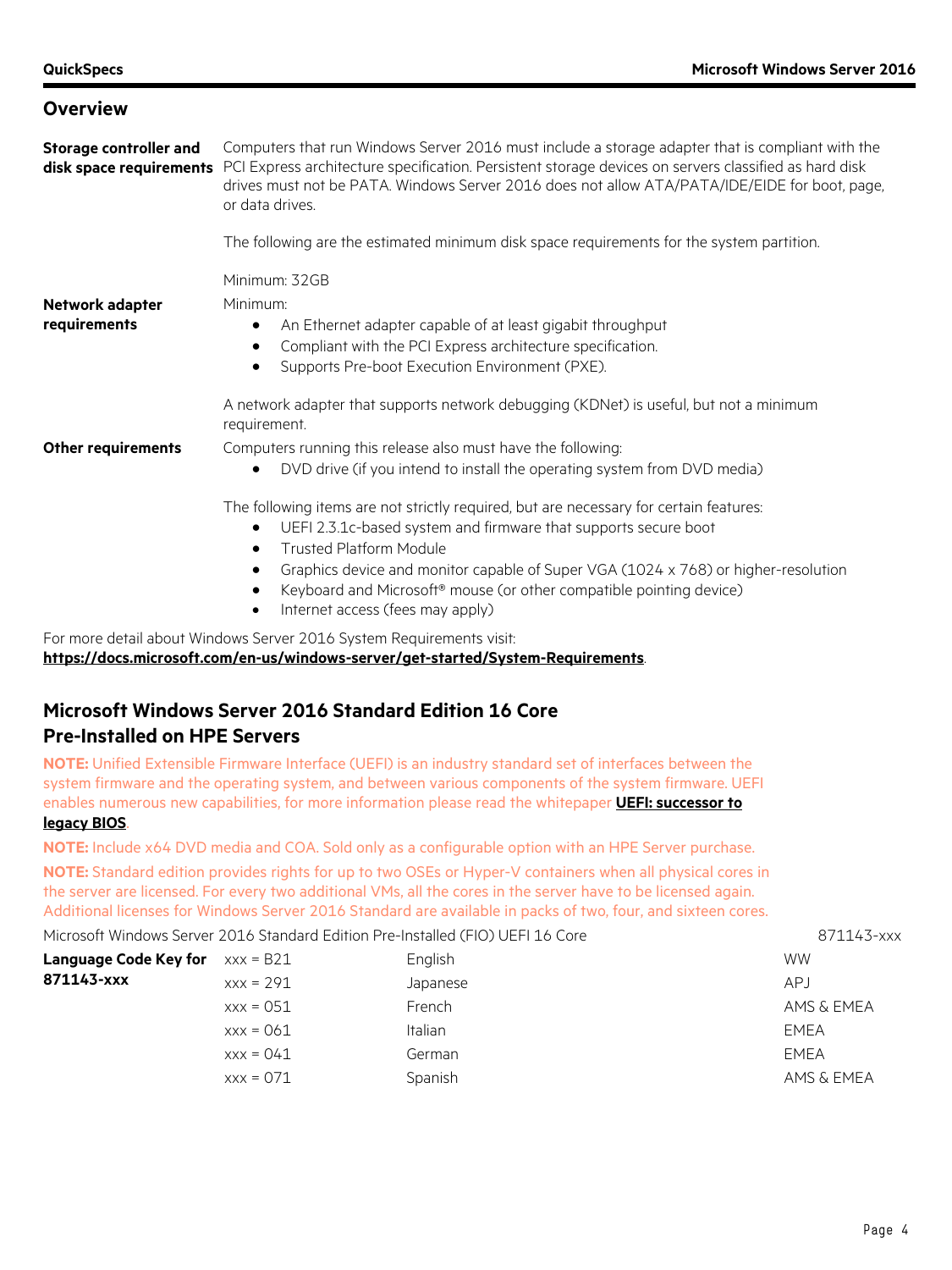## Overview

**Storage controller and disk space requirements**

Computers that run Windows Server 2016 must include a storage adapter that is compliant with the PCI Express architecture specification. Persistent storage devices on servers classified as hard disk drives must not be PATA. Windows Server 2016 does not allow ATA/PATA/IDE/EIDE for boot, page, or data drives.

The following are the estimated minimum disk space requirements for the system partition.

Minimum: 32GB

**Network adapter requirements**

Minimum:

- An Ethernet adapter capable of at least gigabit throughput
- Compliant with the PCI Express architecture specification.
- Supports Pre-boot Execution Environment (PXE).

A network adapter that supports network debugging (KDNet) is useful, but not a minimum requirement.

**Other requirements**

Computers running this release also must have the following:

- DVD drive (if you intend to install the operating system from DVD media)

The following items are not strictly required, but are necessary for certain features:

- UEFI 2.3.1c-based system and firmware that supports secure boot
- Trusted Platform Module
- Graphics device and monitor capable of Super VGA (1024 x 768) or higher-resolution
- Keyboard and Microsoft® mouse (or other compatible pointing device)
- Internet access (fees may apply)

For more detail about Windows Server 2016 System Requirements visit:
**https://docs.microsoft.com/en-us/windows-server/get-started/System-Requirements**.

## Microsoft Windows Server 2016 Standard Edition 16 Core Pre-Installed on HPE Servers

**NOTE:** Unified Extensible Firmware Interface (UEFI) is an industry standard set of interfaces between the system firmware and the operating system, and between various components of the system firmware. UEFI enables numerous new capabilities, for more information please read the whitepaper **UEFI: successor to legacy BIOS**.

**NOTE:** Include x64 DVD media and COA. Sold only as a configurable option with an HPE Server purchase.

**NOTE:** Standard edition provides rights for up to two OSEs or Hyper-V containers when all physical cores in the server are licensed. For every two additional VMs, all the cores in the server have to be licensed again. Additional licenses for Windows Server 2016 Standard are available in packs of two, four, and sixteen cores.

Microsoft Windows Server 2016 Standard Edition Pre-Installed (FIO) UEFI 16 Core — 871143-xxx

| Language Code Key for 871143-xxx | | | |
|---|---|---|---|
| | xxx = B21 | English | WW |
| | xxx = 291 | Japanese | APJ |
| | xxx = 051 | French | AMS & EMEA |
| | xxx = 061 | Italian | EMEA |
| | xxx = 041 | German | EMEA |
| | xxx = 071 | Spanish | AMS & EMEA |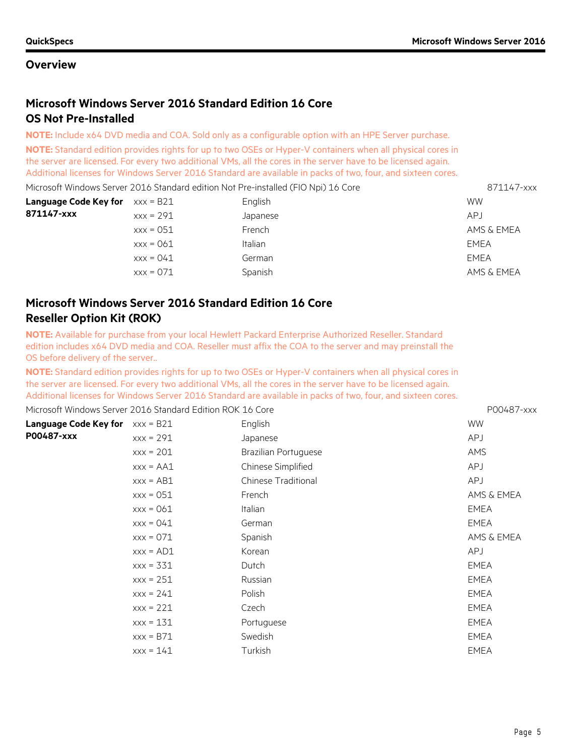## Overview

### Microsoft Windows Server 2016 Standard Edition 16 Core OS Not Pre-Installed

**NOTE:** Include x64 DVD media and COA. Sold only as a configurable option with an HPE Server purchase.

**NOTE:** Standard edition provides rights for up to two OSEs or Hyper-V containers when all physical cores in the server are licensed. For every two additional VMs, all the cores in the server have to be licensed again. Additional licenses for Windows Server 2016 Standard are available in packs of two, four, and sixteen cores.

Microsoft Windows Server 2016 Standard edition Not Pre-installed (FIO Npi) 16 Core — 871147-xxx

| Language Code Key for 871147-xxx | | | |
|---|---|---|---|
| | xxx = B21 | English | WW |
| | xxx = 291 | Japanese | APJ |
| | xxx = 051 | French | AMS & EMEA |
| | xxx = 061 | Italian | EMEA |
| | xxx = 041 | German | EMEA |
| | xxx = 071 | Spanish | AMS & EMEA |

### Microsoft Windows Server 2016 Standard Edition 16 Core Reseller Option Kit (ROK)

**NOTE:** Available for purchase from your local Hewlett Packard Enterprise Authorized Reseller. Standard edition includes x64 DVD media and COA. Reseller must affix the COA to the server and may preinstall the OS before delivery of the server..

**NOTE:** Standard edition provides rights for up to two OSEs or Hyper-V containers when all physical cores in the server are licensed. For every two additional VMs, all the cores in the server have to be licensed again. Additional licenses for Windows Server 2016 Standard are available in packs of two, four, and sixteen cores.

Microsoft Windows Server 2016 Standard Edition ROK 16 Core — P00487-xxx

| Language Code Key for P00487-xxx | | | |
|---|---|---|---|
| | xxx = B21 | English | WW |
| | xxx = 291 | Japanese | APJ |
| | xxx = 201 | Brazilian Portuguese | AMS |
| | xxx = AA1 | Chinese Simplified | APJ |
| | xxx = AB1 | Chinese Traditional | APJ |
| | xxx = 051 | French | AMS & EMEA |
| | xxx = 061 | Italian | EMEA |
| | xxx = 041 | German | EMEA |
| | xxx = 071 | Spanish | AMS & EMEA |
| | xxx = AD1 | Korean | APJ |
| | xxx = 331 | Dutch | EMEA |
| | xxx = 251 | Russian | EMEA |
| | xxx = 241 | Polish | EMEA |
| | xxx = 221 | Czech | EMEA |
| | xxx = 131 | Portuguese | EMEA |
| | xxx = B71 | Swedish | EMEA |
| | xxx = 141 | Turkish | EMEA |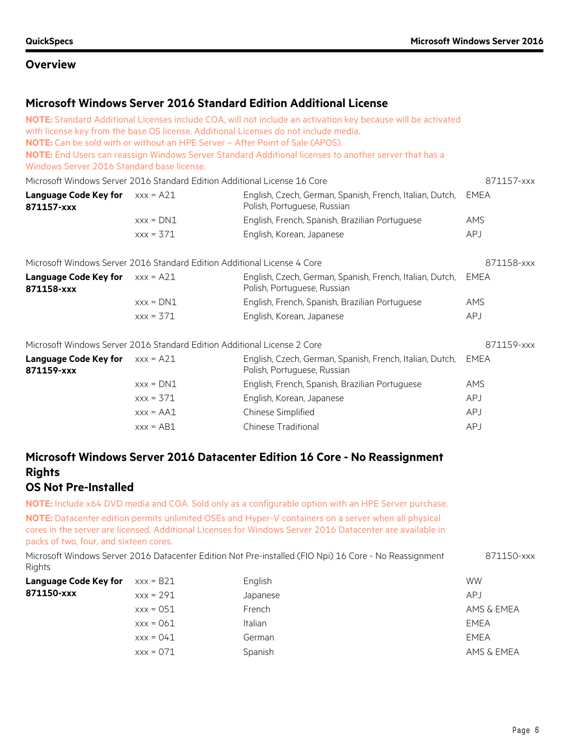## Overview

### Microsoft Windows Server 2016 Standard Edition Additional License

**NOTE:** Standard Additional Licenses include COA, will not include an activation key because will be activated with license key from the base OS license. Additional Licenses do not include media.
**NOTE:** Can be sold with or without an HPE Server – After Point of Sale (APOS).
**NOTE:** End Users can reassign Windows Server Standard Additional licenses to another server that has a Windows Server 2016 Standard base license.

Microsoft Windows Server 2016 Standard Edition Additional License 16 Core — 871157-xxx

| Language Code Key for 871157-xxx | Code | Languages | Region |
|---|---|---|---|
| | xxx = A21 | English, Czech, German, Spanish, French, Italian, Dutch, Polish, Portuguese, Russian | EMEA |
| | xxx = DN1 | English, French, Spanish, Brazilian Portuguese | AMS |
| | xxx = 371 | English, Korean, Japanese | APJ |

Microsoft Windows Server 2016 Standard Edition Additional License 4 Core — 871158-xxx

| Language Code Key for 871158-xxx | Code | Languages | Region |
|---|---|---|---|
| | xxx = A21 | English, Czech, German, Spanish, French, Italian, Dutch, Polish, Portuguese, Russian | EMEA |
| | xxx = DN1 | English, French, Spanish, Brazilian Portuguese | AMS |
| | xxx = 371 | English, Korean, Japanese | APJ |

Microsoft Windows Server 2016 Standard Edition Additional License 2 Core — 871159-xxx

| Language Code Key for 871159-xxx | Code | Languages | Region |
|---|---|---|---|
| | xxx = A21 | English, Czech, German, Spanish, French, Italian, Dutch, Polish, Portuguese, Russian | EMEA |
| | xxx = DN1 | English, French, Spanish, Brazilian Portuguese | AMS |
| | xxx = 371 | English, Korean, Japanese | APJ |
| | xxx = AA1 | Chinese Simplified | APJ |
| | xxx = AB1 | Chinese Traditional | APJ |

### Microsoft Windows Server 2016 Datacenter Edition 16 Core - No Reassignment Rights
### OS Not Pre-Installed

**NOTE:** Include x64 DVD media and COA. Sold only as a configurable option with an HPE Server purchase.

**NOTE:** Datacenter edition permits unlimited OSEs and Hyper-V containers on a server when all physical cores in the server are licensed. Additional Licenses for Windows Server 2016 Datacenter are available in packs of two, four, and sixteen cores.

Microsoft Windows Server 2016 Datacenter Edition Not Pre-installed (FIO Npi) 16 Core - No Reassignment Rights — 871150-xxx

| Language Code Key for 871150-xxx | Code | Languages | Region |
|---|---|---|---|
| | xxx = B21 | English | WW |
| | xxx = 291 | Japanese | APJ |
| | xxx = 051 | French | AMS & EMEA |
| | xxx = 061 | Italian | EMEA |
| | xxx = 041 | German | EMEA |
| | xxx = 071 | Spanish | AMS & EMEA |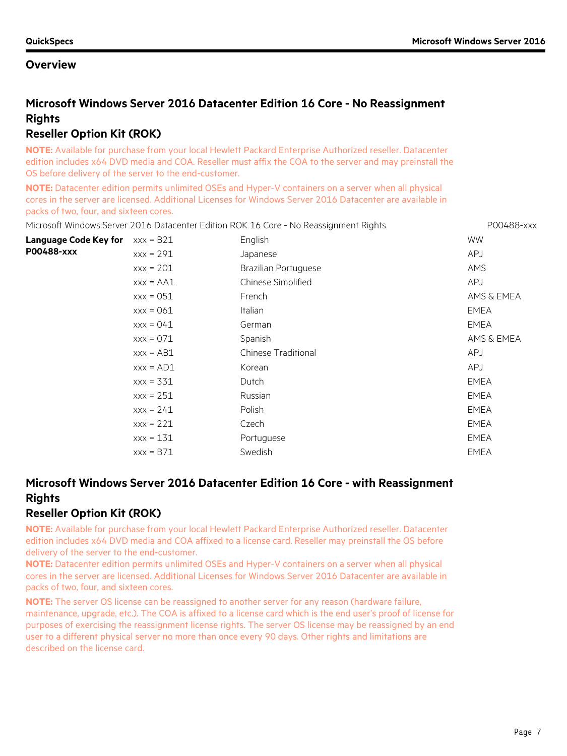## Overview

### Microsoft Windows Server 2016 Datacenter Edition 16 Core - No Reassignment Rights
### Reseller Option Kit (ROK)

**NOTE:** Available for purchase from your local Hewlett Packard Enterprise Authorized reseller. Datacenter edition includes x64 DVD media and COA. Reseller must affix the COA to the server and may preinstall the OS before delivery of the server to the end-customer.

**NOTE:** Datacenter edition permits unlimited OSEs and Hyper-V containers on a server when all physical cores in the server are licensed. Additional Licenses for Windows Server 2016 Datacenter are available in packs of two, four, and sixteen cores.

Microsoft Windows Server 2016 Datacenter Edition ROK 16 Core - No Reassignment Rights P00488-xxx

| Language Code Key for P00488-xxx | | | |
|---|---|---|---|
| | xxx = B21 | English | WW |
| | xxx = 291 | Japanese | APJ |
| | xxx = 201 | Brazilian Portuguese | AMS |
| | xxx = AA1 | Chinese Simplified | APJ |
| | xxx = 051 | French | AMS & EMEA |
| | xxx = 061 | Italian | EMEA |
| | xxx = 041 | German | EMEA |
| | xxx = 071 | Spanish | AMS & EMEA |
| | xxx = AB1 | Chinese Traditional | APJ |
| | xxx = AD1 | Korean | APJ |
| | xxx = 331 | Dutch | EMEA |
| | xxx = 251 | Russian | EMEA |
| | xxx = 241 | Polish | EMEA |
| | xxx = 221 | Czech | EMEA |
| | xxx = 131 | Portuguese | EMEA |
| | xxx = B71 | Swedish | EMEA |

### Microsoft Windows Server 2016 Datacenter Edition 16 Core - with Reassignment Rights
### Reseller Option Kit (ROK)

**NOTE:** Available for purchase from your local Hewlett Packard Enterprise Authorized reseller. Datacenter edition includes x64 DVD media and COA affixed to a license card. Reseller may preinstall the OS before delivery of the server to the end-customer.

**NOTE:** Datacenter edition permits unlimited OSEs and Hyper-V containers on a server when all physical cores in the server are licensed. Additional Licenses for Windows Server 2016 Datacenter are available in packs of two, four, and sixteen cores.

**NOTE:** The server OS license can be reassigned to another server for any reason (hardware failure, maintenance, upgrade, etc.). The COA is affixed to a license card which is the end user's proof of license for purposes of exercising the reassignment license rights. The server OS license may be reassigned by an end user to a different physical server no more than once every 90 days. Other rights and limitations are described on the license card.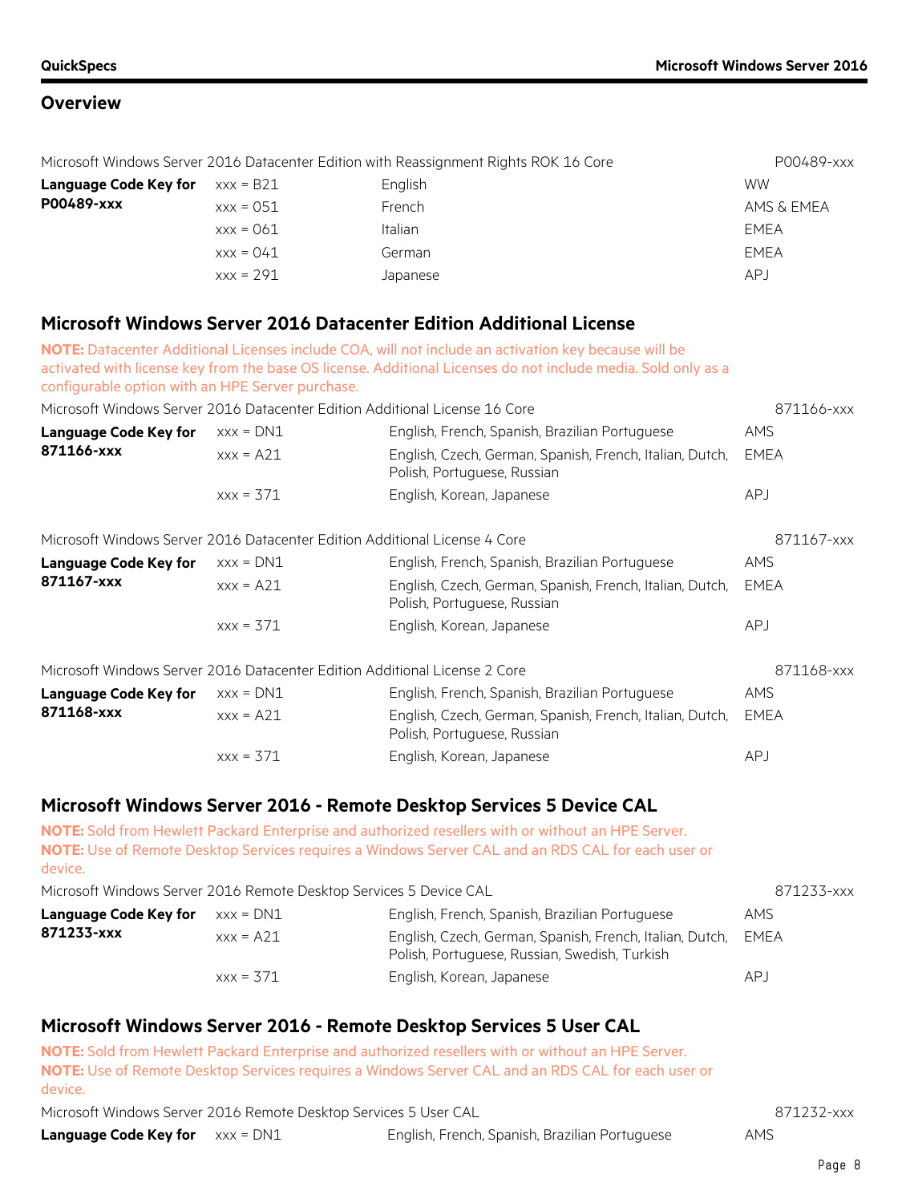## Overview

Microsoft Windows Server 2016 Datacenter Edition with Reassignment Rights ROK 16 Core — P00489-xxx

| Language Code Key for P00489-xxx | | | |
|---|---|---|---|
| | xxx = B21 | English | WW |
| | xxx = 051 | French | AMS & EMEA |
| | xxx = 061 | Italian | EMEA |
| | xxx = 041 | German | EMEA |
| | xxx = 291 | Japanese | APJ |

## Microsoft Windows Server 2016 Datacenter Edition Additional License

**NOTE:** Datacenter Additional Licenses include COA, will not include an activation key because will be activated with license key from the base OS license. Additional Licenses do not include media. Sold only as a configurable option with an HPE Server purchase.

Microsoft Windows Server 2016 Datacenter Edition Additional License 16 Core — 871166-xxx

| Language Code Key for 871166-xxx | | | |
|---|---|---|---|
| | xxx = DN1 | English, French, Spanish, Brazilian Portuguese | AMS |
| | xxx = A21 | English, Czech, German, Spanish, French, Italian, Dutch, Polish, Portuguese, Russian | EMEA |
| | xxx = 371 | English, Korean, Japanese | APJ |

Microsoft Windows Server 2016 Datacenter Edition Additional License 4 Core — 871167-xxx

| Language Code Key for 871167-xxx | | | |
|---|---|---|---|
| | xxx = DN1 | English, French, Spanish, Brazilian Portuguese | AMS |
| | xxx = A21 | English, Czech, German, Spanish, French, Italian, Dutch, Polish, Portuguese, Russian | EMEA |
| | xxx = 371 | English, Korean, Japanese | APJ |

Microsoft Windows Server 2016 Datacenter Edition Additional License 2 Core — 871168-xxx

| Language Code Key for 871168-xxx | | | |
|---|---|---|---|
| | xxx = DN1 | English, French, Spanish, Brazilian Portuguese | AMS |
| | xxx = A21 | English, Czech, German, Spanish, French, Italian, Dutch, Polish, Portuguese, Russian | EMEA |
| | xxx = 371 | English, Korean, Japanese | APJ |

## Microsoft Windows Server 2016 - Remote Desktop Services 5 Device CAL

**NOTE:** Sold from Hewlett Packard Enterprise and authorized resellers with or without an HPE Server.
**NOTE:** Use of Remote Desktop Services requires a Windows Server CAL and an RDS CAL for each user or device.

Microsoft Windows Server 2016 Remote Desktop Services 5 Device CAL — 871233-xxx

| Language Code Key for 871233-xxx | | | |
|---|---|---|---|
| | xxx = DN1 | English, French, Spanish, Brazilian Portuguese | AMS |
| | xxx = A21 | English, Czech, German, Spanish, French, Italian, Dutch, Polish, Portuguese, Russian, Swedish, Turkish | EMEA |
| | xxx = 371 | English, Korean, Japanese | APJ |

## Microsoft Windows Server 2016 - Remote Desktop Services 5 User CAL

**NOTE:** Sold from Hewlett Packard Enterprise and authorized resellers with or without an HPE Server.
**NOTE:** Use of Remote Desktop Services requires a Windows Server CAL and an RDS CAL for each user or device.

Microsoft Windows Server 2016 Remote Desktop Services 5 User CAL — 871232-xxx

| Language Code Key for | | | |
|---|---|---|---|
| | xxx = DN1 | English, French, Spanish, Brazilian Portuguese | AMS |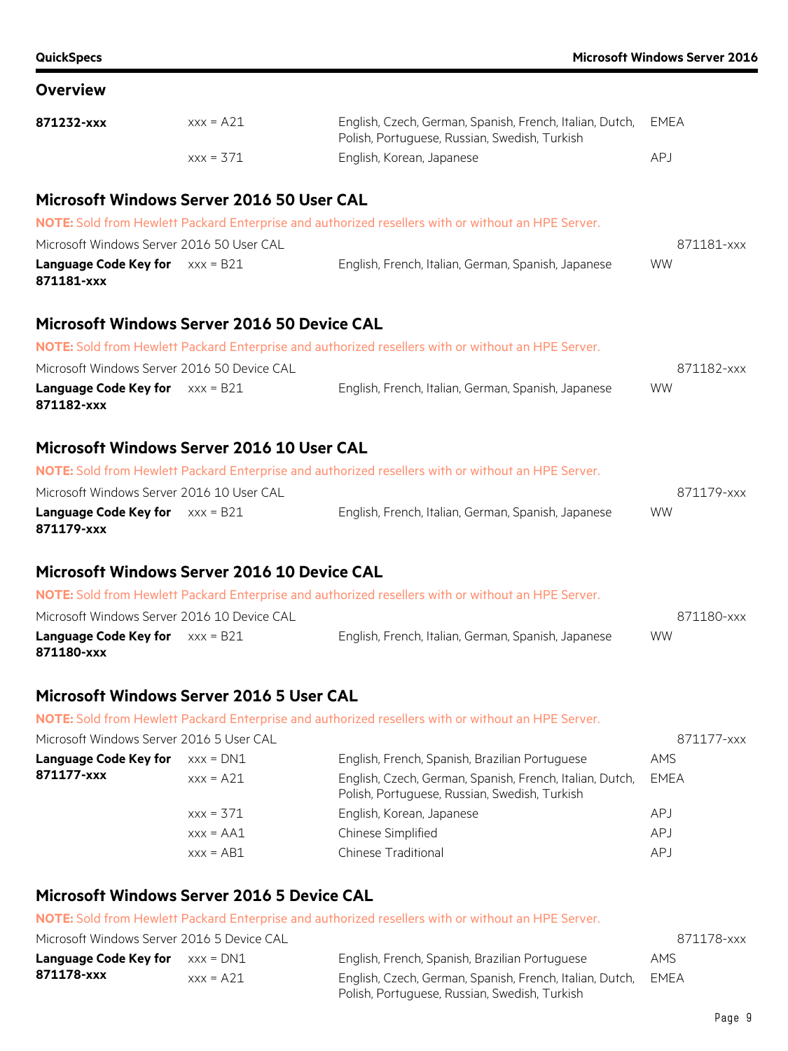## Overview

| | | | |
|---|---|---|---|
| **871232-xxx** | xxx = A21 | English, Czech, German, Spanish, French, Italian, Dutch, Polish, Portuguese, Russian, Swedish, Turkish | EMEA |
| | xxx = 371 | English, Korean, Japanese | APJ |

### Microsoft Windows Server 2016 50 User CAL

**NOTE:** Sold from Hewlett Packard Enterprise and authorized resellers with or without an HPE Server.

Microsoft Windows Server 2016 50 User CAL — 871181-xxx

| | | | |
|---|---|---|---|
| **Language Code Key for 871181-xxx** | xxx = B21 | English, French, Italian, German, Spanish, Japanese | WW |

### Microsoft Windows Server 2016 50 Device CAL

**NOTE:** Sold from Hewlett Packard Enterprise and authorized resellers with or without an HPE Server.

Microsoft Windows Server 2016 50 Device CAL — 871182-xxx

| | | | |
|---|---|---|---|
| **Language Code Key for 871182-xxx** | xxx = B21 | English, French, Italian, German, Spanish, Japanese | WW |

### Microsoft Windows Server 2016 10 User CAL

**NOTE:** Sold from Hewlett Packard Enterprise and authorized resellers with or without an HPE Server.

Microsoft Windows Server 2016 10 User CAL — 871179-xxx

| | | | |
|---|---|---|---|
| **Language Code Key for 871179-xxx** | xxx = B21 | English, French, Italian, German, Spanish, Japanese | WW |

### Microsoft Windows Server 2016 10 Device CAL

**NOTE:** Sold from Hewlett Packard Enterprise and authorized resellers with or without an HPE Server.

Microsoft Windows Server 2016 10 Device CAL — 871180-xxx

| | | | |
|---|---|---|---|
| **Language Code Key for 871180-xxx** | xxx = B21 | English, French, Italian, German, Spanish, Japanese | WW |

### Microsoft Windows Server 2016 5 User CAL

**NOTE:** Sold from Hewlett Packard Enterprise and authorized resellers with or without an HPE Server.

Microsoft Windows Server 2016 5 User CAL — 871177-xxx

| | | | |
|---|---|---|---|
| **Language Code Key for 871177-xxx** | xxx = DN1 | English, French, Spanish, Brazilian Portuguese | AMS |
| | xxx = A21 | English, Czech, German, Spanish, French, Italian, Dutch, Polish, Portuguese, Russian, Swedish, Turkish | EMEA |
| | xxx = 371 | English, Korean, Japanese | APJ |
| | xxx = AA1 | Chinese Simplified | APJ |
| | xxx = AB1 | Chinese Traditional | APJ |

### Microsoft Windows Server 2016 5 Device CAL

**NOTE:** Sold from Hewlett Packard Enterprise and authorized resellers with or without an HPE Server.

Microsoft Windows Server 2016 5 Device CAL — 871178-xxx

| | | | |
|---|---|---|---|
| **Language Code Key for 871178-xxx** | xxx = DN1 | English, French, Spanish, Brazilian Portuguese | AMS |
| | xxx = A21 | English, Czech, German, Spanish, French, Italian, Dutch, Polish, Portuguese, Russian, Swedish, Turkish | EMEA |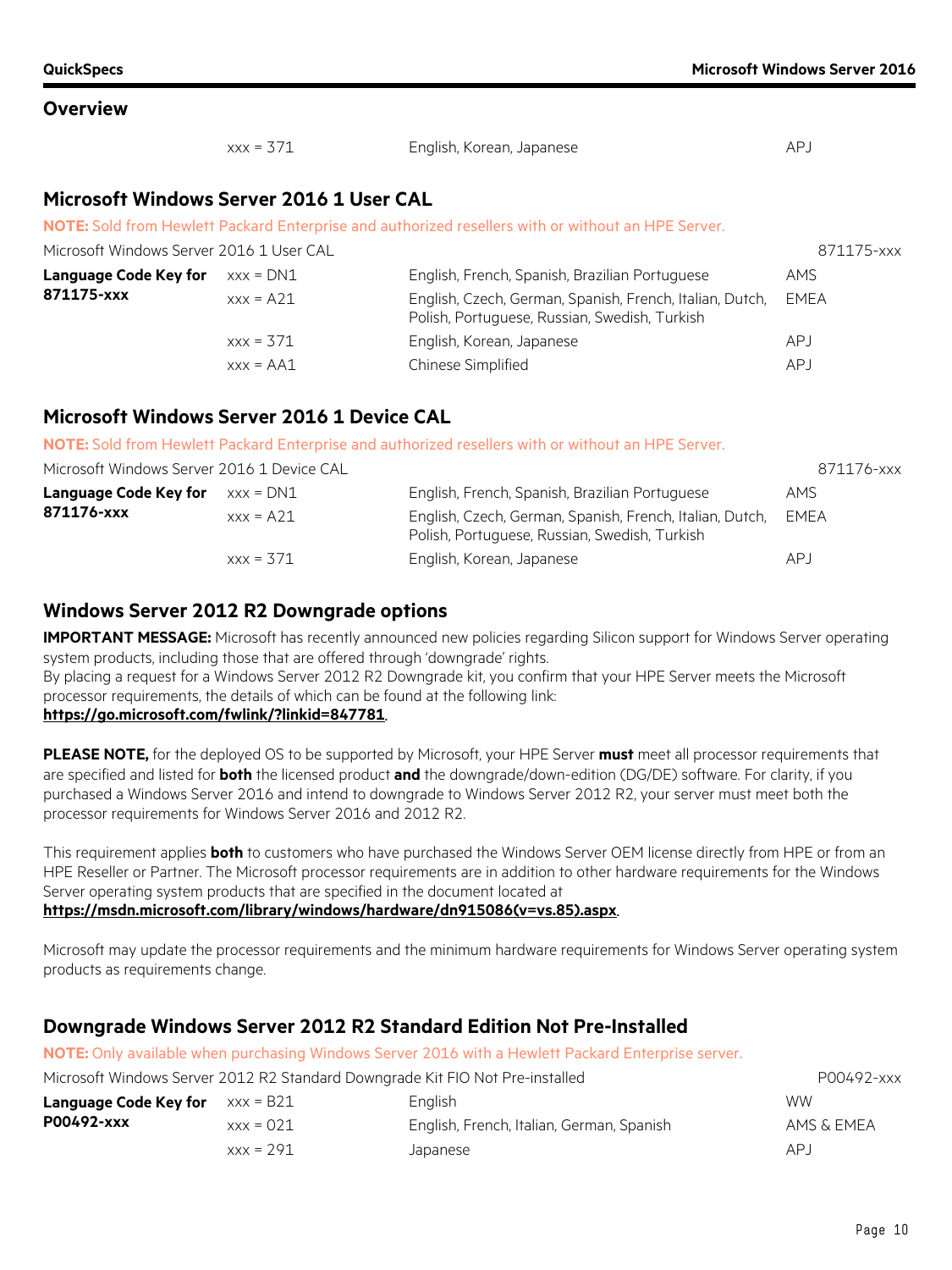## Overview

| | | | |
|---|---|---|---|
| | xxx = 371 | English, Korean, Japanese | APJ |

## Microsoft Windows Server 2016 1 User CAL

**NOTE:** Sold from Hewlett Packard Enterprise and authorized resellers with or without an HPE Server.

| Microsoft Windows Server 2016 1 User CAL | | | 871175-xxx |
|---|---|---|---|
| **Language Code Key for 871175-xxx** | xxx = DN1 | English, French, Spanish, Brazilian Portuguese | AMS |
| | xxx = A21 | English, Czech, German, Spanish, French, Italian, Dutch, Polish, Portuguese, Russian, Swedish, Turkish | EMEA |
| | xxx = 371 | English, Korean, Japanese | APJ |
| | xxx = AA1 | Chinese Simplified | APJ |

## Microsoft Windows Server 2016 1 Device CAL

**NOTE:** Sold from Hewlett Packard Enterprise and authorized resellers with or without an HPE Server.

| Microsoft Windows Server 2016 1 Device CAL | | | 871176-xxx |
|---|---|---|---|
| **Language Code Key for 871176-xxx** | xxx = DN1 | English, French, Spanish, Brazilian Portuguese | AMS |
| | xxx = A21 | English, Czech, German, Spanish, French, Italian, Dutch, Polish, Portuguese, Russian, Swedish, Turkish | EMEA |
| | xxx = 371 | English, Korean, Japanese | APJ |

## Windows Server 2012 R2 Downgrade options

**IMPORTANT MESSAGE:** Microsoft has recently announced new policies regarding Silicon support for Windows Server operating system products, including those that are offered through 'downgrade' rights.
By placing a request for a Windows Server 2012 R2 Downgrade kit, you confirm that your HPE Server meets the Microsoft processor requirements, the details of which can be found at the following link:
**https://go.microsoft.com/fwlink/?linkid=847781**.

**PLEASE NOTE,** for the deployed OS to be supported by Microsoft, your HPE Server **must** meet all processor requirements that are specified and listed for **both** the licensed product **and** the downgrade/down-edition (DG/DE) software. For clarity, if you purchased a Windows Server 2016 and intend to downgrade to Windows Server 2012 R2, your server must meet both the processor requirements for Windows Server 2016 and 2012 R2.

This requirement applies **both** to customers who have purchased the Windows Server OEM license directly from HPE or from an HPE Reseller or Partner. The Microsoft processor requirements are in addition to other hardware requirements for the Windows Server operating system products that are specified in the document located at
**https://msdn.microsoft.com/library/windows/hardware/dn915086(v=vs.85).aspx**.

Microsoft may update the processor requirements and the minimum hardware requirements for Windows Server operating system products as requirements change.

## Downgrade Windows Server 2012 R2 Standard Edition Not Pre-Installed

**NOTE:** Only available when purchasing Windows Server 2016 with a Hewlett Packard Enterprise server.

| Microsoft Windows Server 2012 R2 Standard Downgrade Kit FIO Not Pre-installed | | | P00492-xxx |
|---|---|---|---|
| **Language Code Key for P00492-xxx** | xxx = B21 | English | WW |
| | xxx = 021 | English, French, Italian, German, Spanish | AMS & EMEA |
| | xxx = 291 | Japanese | APJ |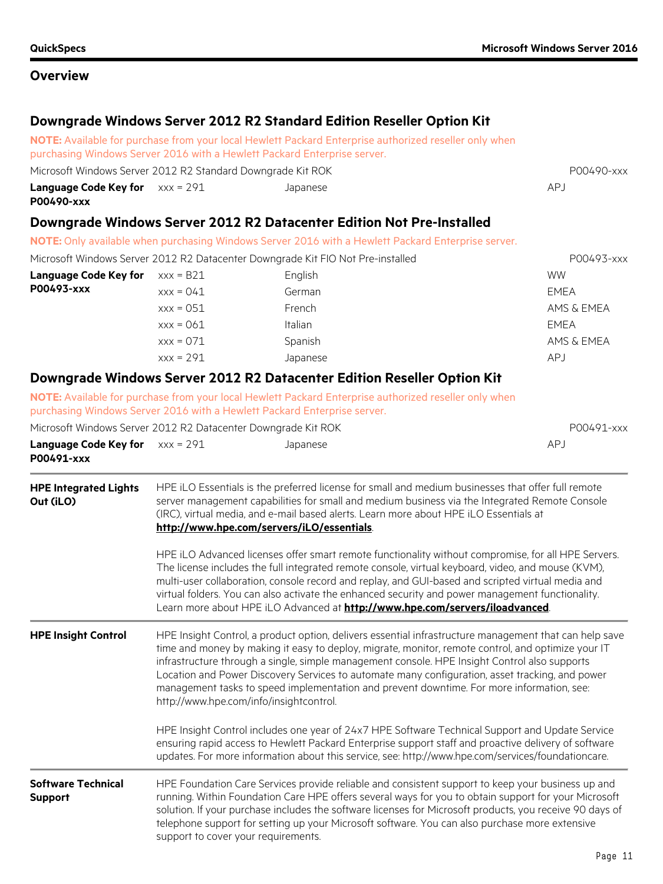## Overview

### Downgrade Windows Server 2012 R2 Standard Edition Reseller Option Kit

**NOTE:** Available for purchase from your local Hewlett Packard Enterprise authorized reseller only when purchasing Windows Server 2016 with a Hewlett Packard Enterprise server.

Microsoft Windows Server 2012 R2 Standard Downgrade Kit ROK — P00490-xxx

| Language Code Key for P00490-xxx | | | |
|---|---|---|---|
| | xxx = 291 | Japanese | APJ |

### Downgrade Windows Server 2012 R2 Datacenter Edition Not Pre-Installed

**NOTE:** Only available when purchasing Windows Server 2016 with a Hewlett Packard Enterprise server.

Microsoft Windows Server 2012 R2 Datacenter Downgrade Kit FIO Not Pre-installed — P00493-xxx

| Language Code Key for P00493-xxx | | | |
|---|---|---|---|
| | xxx = B21 | English | WW |
| | xxx = 041 | German | EMEA |
| | xxx = 051 | French | AMS & EMEA |
| | xxx = 061 | Italian | EMEA |
| | xxx = 071 | Spanish | AMS & EMEA |
| | xxx = 291 | Japanese | APJ |

### Downgrade Windows Server 2012 R2 Datacenter Edition Reseller Option Kit

**NOTE:** Available for purchase from your local Hewlett Packard Enterprise authorized reseller only when purchasing Windows Server 2016 with a Hewlett Packard Enterprise server.

Microsoft Windows Server 2012 R2 Datacenter Downgrade Kit ROK — P00491-xxx

| Language Code Key for P00491-xxx | | | |
|---|---|---|---|
| | xxx = 291 | Japanese | APJ |

**HPE Integrated Lights Out (iLO)**

HPE iLO Essentials is the preferred license for small and medium businesses that offer full remote server management capabilities for small and medium business via the Integrated Remote Console (IRC), virtual media, and e-mail based alerts. Learn more about HPE iLO Essentials at **http://www.hpe.com/servers/iLO/essentials**.

HPE iLO Advanced licenses offer smart remote functionality without compromise, for all HPE Servers. The license includes the full integrated remote console, virtual keyboard, video, and mouse (KVM), multi-user collaboration, console record and replay, and GUI-based and scripted virtual media and virtual folders. You can also activate the enhanced security and power management functionality. Learn more about HPE iLO Advanced at **http://www.hpe.com/servers/iloadvanced**.

**HPE Insight Control**

HPE Insight Control, a product option, delivers essential infrastructure management that can help save time and money by making it easy to deploy, migrate, monitor, remote control, and optimize your IT infrastructure through a single, simple management console. HPE Insight Control also supports Location and Power Discovery Services to automate many configuration, asset tracking, and power management tasks to speed implementation and prevent downtime. For more information, see: http://www.hpe.com/info/insightcontrol.

HPE Insight Control includes one year of 24x7 HPE Software Technical Support and Update Service ensuring rapid access to Hewlett Packard Enterprise support staff and proactive delivery of software updates. For more information about this service, see: http://www.hpe.com/services/foundationcare.

**Software Technical Support**

HPE Foundation Care Services provide reliable and consistent support to keep your business up and running. Within Foundation Care HPE offers several ways for you to obtain support for your Microsoft solution. If your purchase includes the software licenses for Microsoft products, you receive 90 days of telephone support for setting up your Microsoft software. You can also purchase more extensive support to cover your requirements.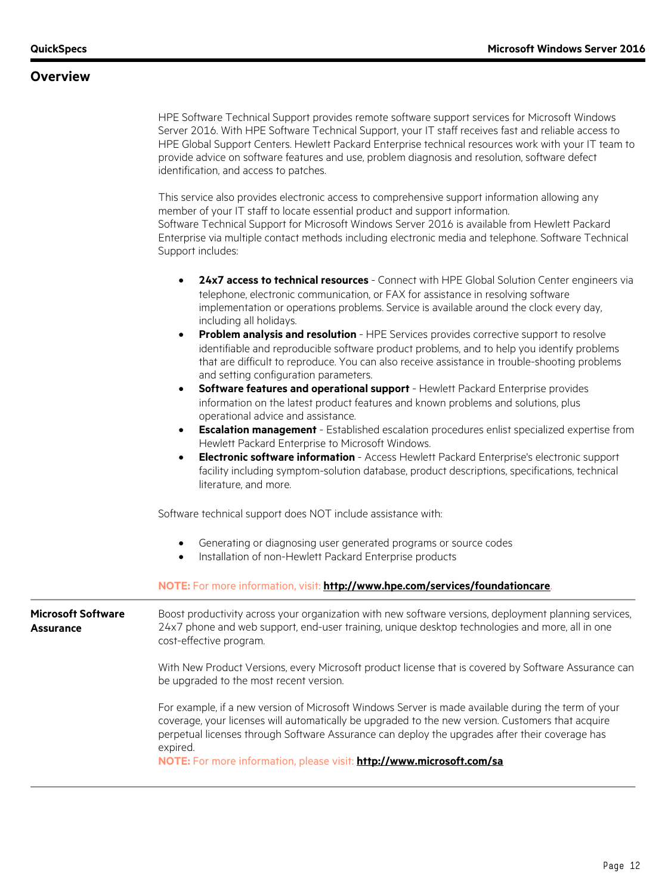## Overview

HPE Software Technical Support provides remote software support services for Microsoft Windows Server 2016. With HPE Software Technical Support, your IT staff receives fast and reliable access to HPE Global Support Centers. Hewlett Packard Enterprise technical resources work with your IT team to provide advice on software features and use, problem diagnosis and resolution, software defect identification, and access to patches.

This service also provides electronic access to comprehensive support information allowing any member of your IT staff to locate essential product and support information.
Software Technical Support for Microsoft Windows Server 2016 is available from Hewlett Packard Enterprise via multiple contact methods including electronic media and telephone. Software Technical Support includes:

- **24x7 access to technical resources** - Connect with HPE Global Solution Center engineers via telephone, electronic communication, or FAX for assistance in resolving software implementation or operations problems. Service is available around the clock every day, including all holidays.
- **Problem analysis and resolution** - HPE Services provides corrective support to resolve identifiable and reproducible software product problems, and to help you identify problems that are difficult to reproduce. You can also receive assistance in trouble-shooting problems and setting configuration parameters.
- **Software features and operational support** - Hewlett Packard Enterprise provides information on the latest product features and known problems and solutions, plus operational advice and assistance.
- **Escalation management** - Established escalation procedures enlist specialized expertise from Hewlett Packard Enterprise to Microsoft Windows.
- **Electronic software information** - Access Hewlett Packard Enterprise's electronic support facility including symptom-solution database, product descriptions, specifications, technical literature, and more.

Software technical support does NOT include assistance with:

- Generating or diagnosing user generated programs or source codes
- Installation of non-Hewlett Packard Enterprise products

**NOTE:** For more information, visit: **http://www.hpe.com/services/foundationcare**.

### Microsoft Software Assurance

Boost productivity across your organization with new software versions, deployment planning services, 24x7 phone and web support, end-user training, unique desktop technologies and more, all in one cost-effective program.

With New Product Versions, every Microsoft product license that is covered by Software Assurance can be upgraded to the most recent version.

For example, if a new version of Microsoft Windows Server is made available during the term of your coverage, your licenses will automatically be upgraded to the new version. Customers that acquire perpetual licenses through Software Assurance can deploy the upgrades after their coverage has expired.
**NOTE:** For more information, please visit: **http://www.microsoft.com/sa**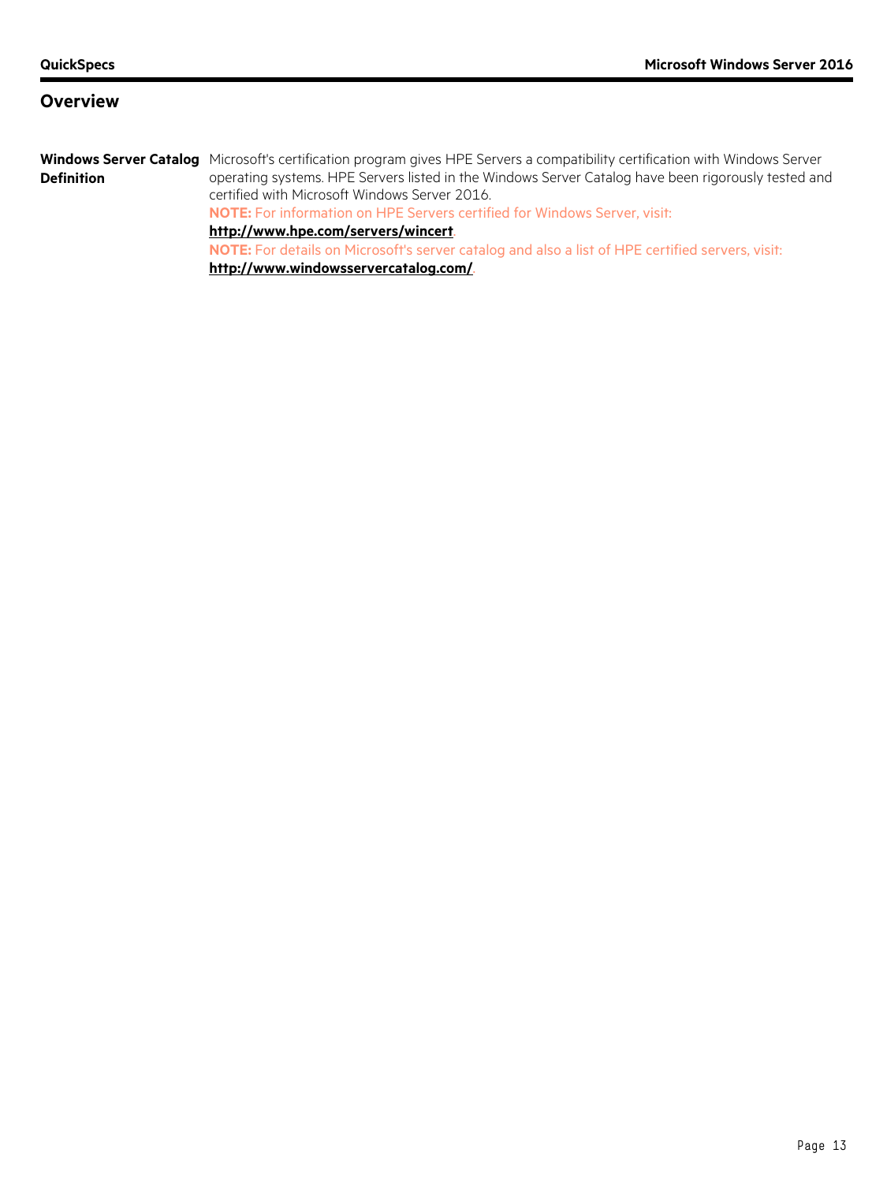## Overview

**Windows Server Catalog Definition**

Microsoft's certification program gives HPE Servers a compatibility certification with Windows Server operating systems. HPE Servers listed in the Windows Server Catalog have been rigorously tested and certified with Microsoft Windows Server 2016.

**NOTE:** For information on HPE Servers certified for Windows Server, visit: **http://www.hpe.com/servers/wincert**.

**NOTE:** For details on Microsoft's server catalog and also a list of HPE certified servers, visit: **http://www.windowsservercatalog.com/**.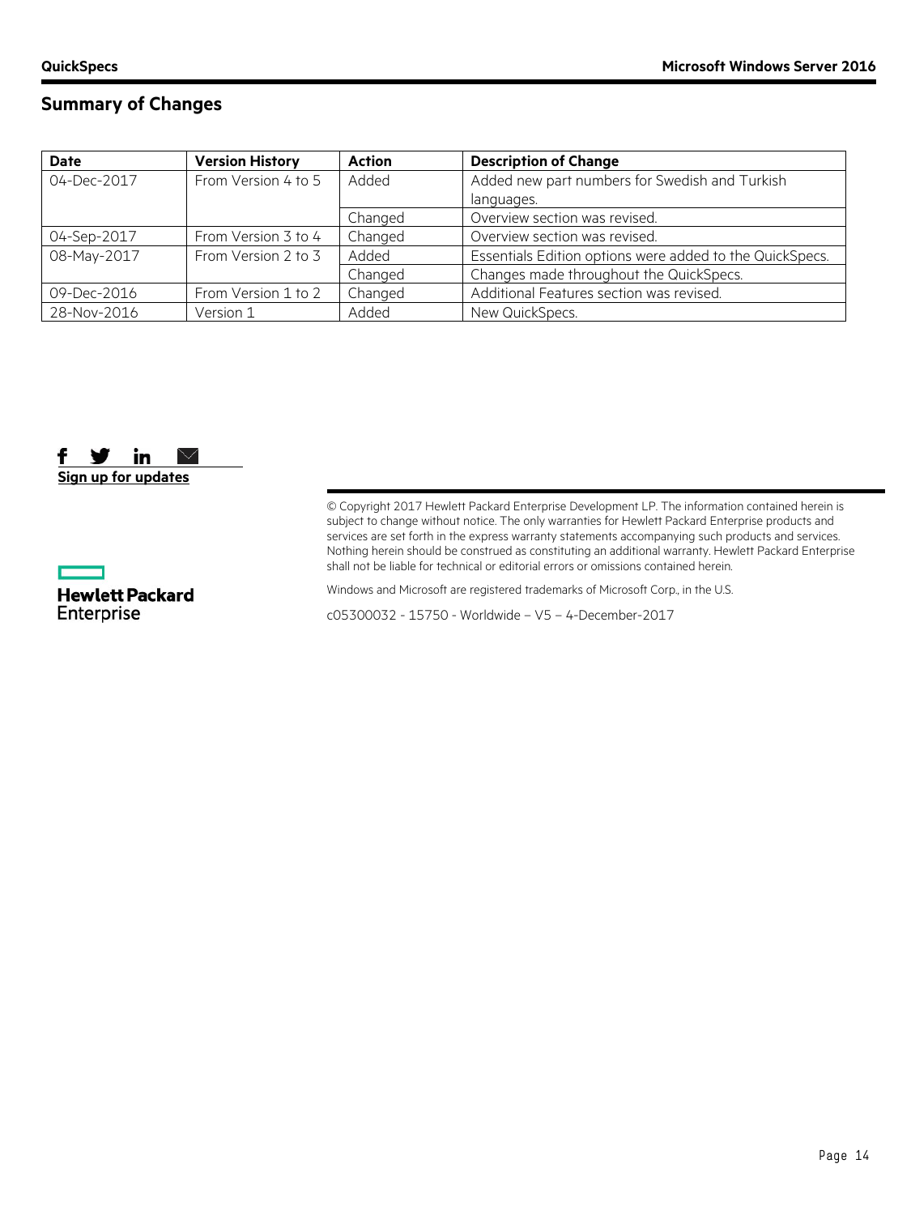## Summary of Changes

| Date | Version History | Action | Description of Change |
| --- | --- | --- | --- |
| 04-Dec-2017 | From Version 4 to 5 | Added | Added new part numbers for Swedish and Turkish languages. |
| | | Changed | Overview section was revised. |
| 04-Sep-2017 | From Version 3 to 4 | Changed | Overview section was revised. |
| 08-May-2017 | From Version 2 to 3 | Added | Essentials Edition options were added to the QuickSpecs. |
| | | Changed | Changes made throughout the QuickSpecs. |
| 09-Dec-2016 | From Version 1 to 2 | Changed | Additional Features section was revised. |
| 28-Nov-2016 | Version 1 | Added | New QuickSpecs. |

**Sign up for updates**

Hewlett Packard Enterprise

© Copyright 2017 Hewlett Packard Enterprise Development LP. The information contained herein is subject to change without notice. The only warranties for Hewlett Packard Enterprise products and services are set forth in the express warranty statements accompanying such products and services. Nothing herein should be construed as constituting an additional warranty. Hewlett Packard Enterprise shall not be liable for technical or editorial errors or omissions contained herein.

Windows and Microsoft are registered trademarks of Microsoft Corp., in the U.S.

c05300032 - 15750 - Worldwide – V5 – 4-December-2017